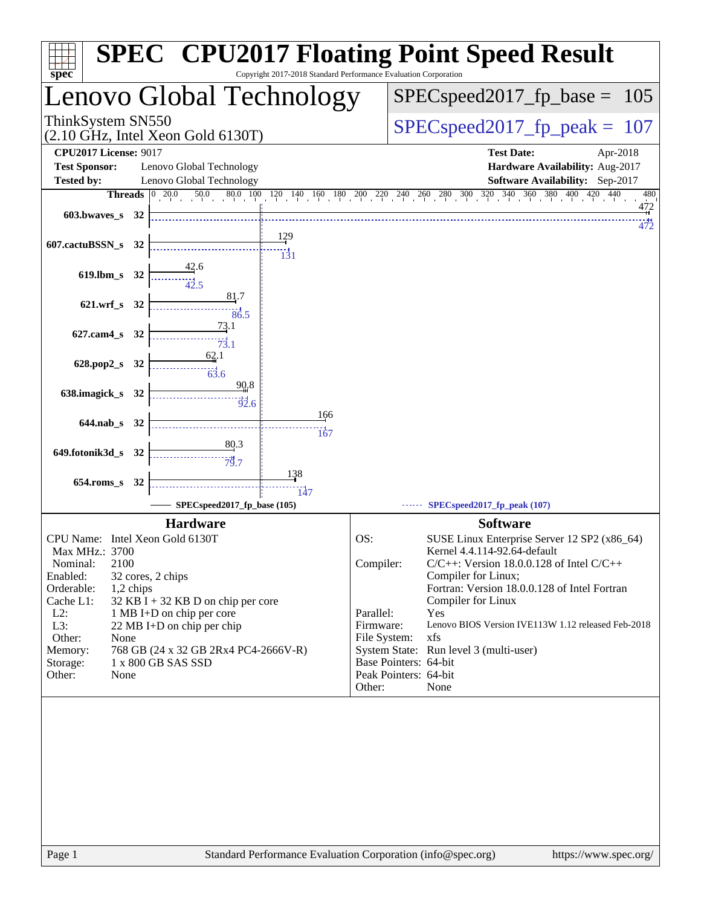# SPEC CPU2017 Floating Point Speed Result

Copyright 2017-2018 Standard Performance Evaluation Corporation

## Lenovo Global Technology

ThinkSystem SN550
(2.10 GHz, Intel Xeon Gold 6130T)

SPECspeed2017_fp_base = 105

SPECspeed2017_fp_peak = 107

| | | | |
|---|---|---|---|
| **CPU2017 License:** | 9017 | **Test Date:** | Apr-2018 |
| **Test Sponsor:** | Lenovo Global Technology | **Hardware Availability:** | Aug-2017 |
| **Tested by:** | Lenovo Global Technology | **Software Availability:** | Sep-2017 |

| Benchmark | Threads | Base | Peak |
|---|---|---|---|
| 603.bwaves_s | 32 | 472 | 472 |
| 607.cactuBSSN_s | 32 | 129 | 131 |
| 619.lbm_s | 32 | 42.6 | 42.5 |
| 621.wrf_s | 32 | 81.7 | 86.5 |
| 627.cam4_s | 32 | 73.1 | 73.1 |
| 628.pop2_s | 32 | 62.1 | 63.6 |
| 638.imagick_s | 32 | 90.8 | 92.6 |
| 644.nab_s | 32 | 166 | 167 |
| 649.fotonik3d_s | 32 | 80.3 | 79.7 |
| 654.roms_s | 32 | 138 | 147 |

SPECspeed2017_fp_base (105) — SPECspeed2017_fp_peak (107)

### Hardware

| | |
|---|---|
| CPU Name: | Intel Xeon Gold 6130T |
| Max MHz.: | 3700 |
| Nominal: | 2100 |
| Enabled: | 32 cores, 2 chips |
| Orderable: | 1,2 chips |
| Cache L1: | 32 KB I + 32 KB D on chip per core |
| L2: | 1 MB I+D on chip per core |
| L3: | 22 MB I+D on chip per chip |
| Other: | None |
| Memory: | 768 GB (24 x 32 GB 2Rx4 PC4-2666V-R) |
| Storage: | 1 x 800 GB SAS SSD |
| Other: | None |

### Software

| | |
|---|---|
| OS: | SUSE Linux Enterprise Server 12 SP2 (x86_64) Kernel 4.4.114-92.64-default |
| Compiler: | C/C++: Version 18.0.0.128 of Intel C/C++ Compiler for Linux; Fortran: Version 18.0.0.128 of Intel Fortran Compiler for Linux |
| Parallel: | Yes |
| Firmware: | Lenovo BIOS Version IVE113W 1.12 released Feb-2018 |
| File System: | xfs |
| System State: | Run level 3 (multi-user) |
| Base Pointers: | 64-bit |
| Peak Pointers: | 64-bit |
| Other: | None |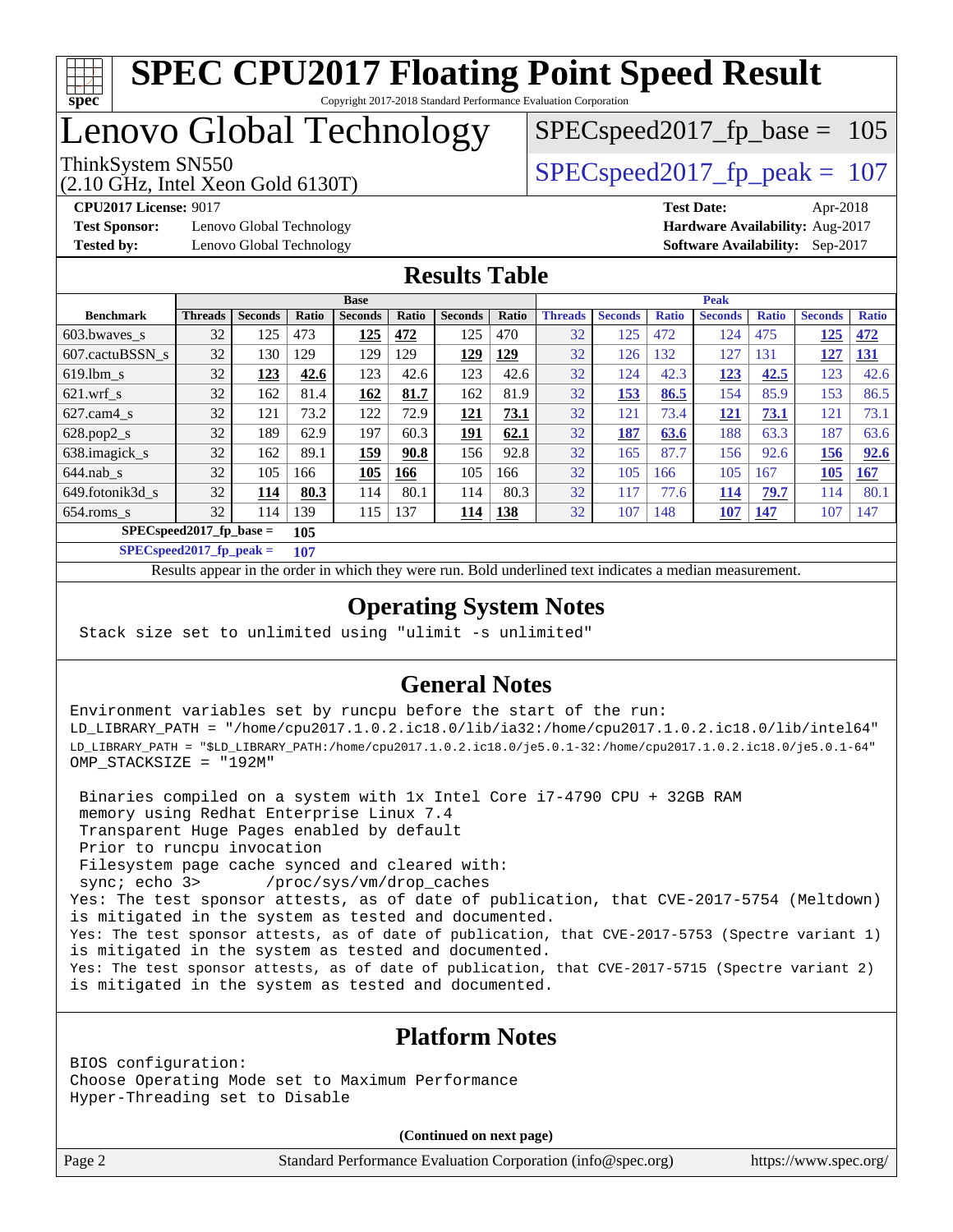# SPEC CPU2017 Floating Point Speed Result

Copyright 2017-2018 Standard Performance Evaluation Corporation

# Lenovo Global Technology

ThinkSystem SN550
(2.10 GHz, Intel Xeon Gold 6130T)

SPECspeed2017_fp_base = 105

SPECspeed2017_fp_peak = 107

**CPU2017 License:** 9017
**Test Sponsor:** Lenovo Global Technology
**Tested by:** Lenovo Global Technology

**Test Date:** Apr-2018
**Hardware Availability:** Aug-2017
**Software Availability:** Sep-2017

## Results Table

| | Base | | | | | | | Peak | | | | | | |
|---|---|---|---|---|---|---|---|---|---|---|---|---|---|---|
| **Benchmark** | **Threads** | **Seconds** | **Ratio** | **Seconds** | **Ratio** | **Seconds** | **Ratio** | **Threads** | **Seconds** | **Ratio** | **Seconds** | **Ratio** | **Seconds** | **Ratio** |
| 603.bwaves_s | 32 | 125 | 473 | **125** | **472** | 125 | 470 | 32 | 125 | 472 | 124 | 475 | **125** | **472** |
| 607.cactuBSSN_s | 32 | 130 | 129 | 129 | 129 | **129** | **129** | 32 | 126 | 132 | 127 | 131 | **127** | **131** |
| 619.lbm_s | 32 | **123** | **42.6** | 123 | 42.6 | 123 | 42.6 | 32 | 124 | 42.3 | **123** | **42.5** | 123 | 42.6 |
| 621.wrf_s | 32 | 162 | 81.4 | **162** | **81.7** | 162 | 81.9 | 32 | **153** | **86.5** | 154 | 85.9 | 153 | 86.5 |
| 627.cam4_s | 32 | 121 | 73.2 | 122 | 72.9 | **121** | **73.1** | 32 | 121 | 73.4 | **121** | **73.1** | 121 | 73.1 |
| 628.pop2_s | 32 | 189 | 62.9 | 197 | 60.3 | **191** | **62.1** | 32 | **187** | **63.6** | 188 | 63.3 | 187 | 63.6 |
| 638.imagick_s | 32 | 162 | 89.1 | **159** | **90.8** | 156 | 92.8 | 32 | 165 | 87.7 | 156 | 92.6 | **156** | **92.6** |
| 644.nab_s | 32 | 105 | 166 | **105** | **166** | 105 | 166 | 32 | 105 | 166 | 105 | 167 | **105** | **167** |
| 649.fotonik3d_s | 32 | **114** | **80.3** | 114 | 80.1 | 114 | 80.3 | 32 | 117 | 77.6 | **114** | **79.7** | 114 | 80.1 |
| 654.roms_s | 32 | 114 | 139 | 115 | 137 | **114** | **138** | 32 | 107 | 148 | **107** | **147** | 107 | 147 |

**SPECspeed2017_fp_base = 105**

**SPECspeed2017_fp_peak = 107**

Results appear in the order in which they were run. Bold underlined text indicates a median measurement.

## Operating System Notes

```
Stack size set to unlimited using "ulimit -s unlimited"
```

## General Notes

```
Environment variables set by runcpu before the start of the run:
LD_LIBRARY_PATH = "/home/cpu2017.1.0.2.ic18.0/lib/ia32:/home/cpu2017.1.0.2.ic18.0/lib/intel64"
LD_LIBRARY_PATH = "$LD_LIBRARY_PATH:/home/cpu2017.1.0.2.ic18.0/je5.0.1-32:/home/cpu2017.1.0.2.ic18.0/je5.0.1-64"
OMP_STACKSIZE = "192M"

 Binaries compiled on a system with 1x Intel Core i7-4790 CPU + 32GB RAM
 memory using Redhat Enterprise Linux 7.4
 Transparent Huge Pages enabled by default
 Prior to runcpu invocation
 Filesystem page cache synced and cleared with:
 sync; echo 3>       /proc/sys/vm/drop_caches
Yes: The test sponsor attests, as of date of publication, that CVE-2017-5754 (Meltdown)
is mitigated in the system as tested and documented.
Yes: The test sponsor attests, as of date of publication, that CVE-2017-5753 (Spectre variant 1)
is mitigated in the system as tested and documented.
Yes: The test sponsor attests, as of date of publication, that CVE-2017-5715 (Spectre variant 2)
is mitigated in the system as tested and documented.
```

## Platform Notes

```
BIOS configuration:
Choose Operating Mode set to Maximum Performance
Hyper-Threading set to Disable
```

(Continued on next page)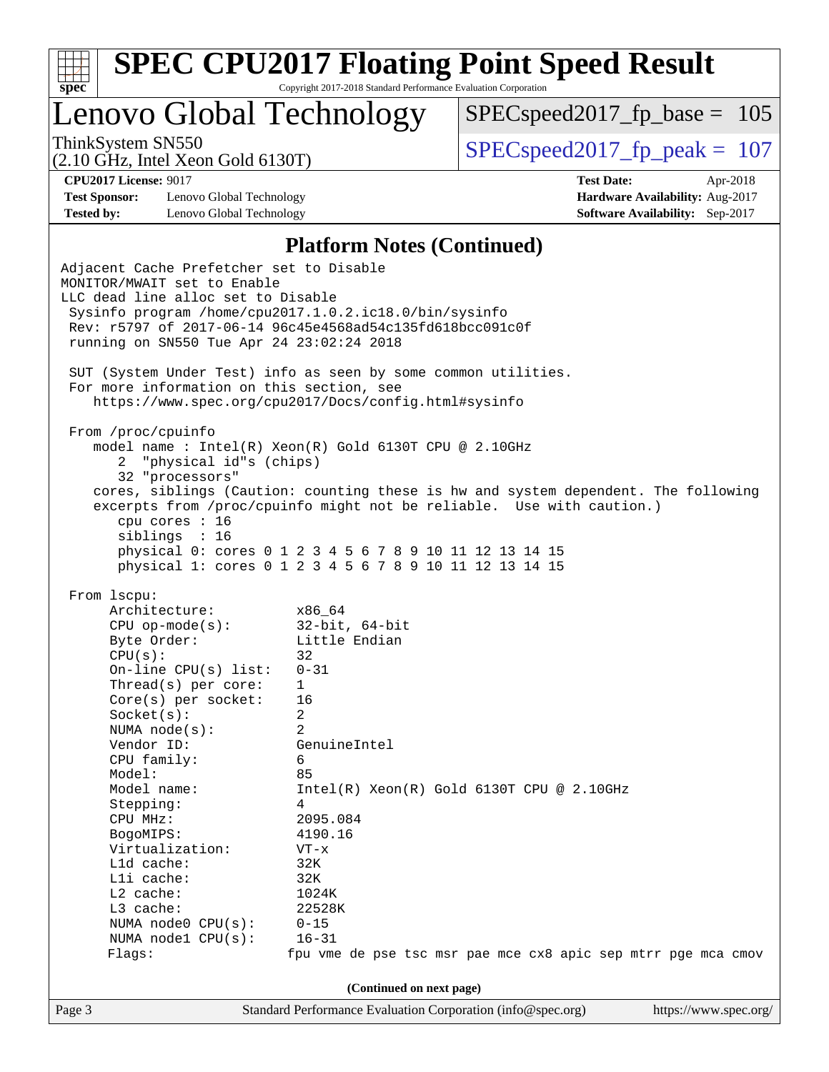# SPEC CPU2017 Floating Point Speed Result

Copyright 2017-2018 Standard Performance Evaluation Corporation

## Lenovo Global Technology

ThinkSystem SN550
(2.10 GHz, Intel Xeon Gold 6130T)

SPECspeed2017_fp_base = 105

SPECspeed2017_fp_peak = 107

**CPU2017 License:** 9017
**Test Sponsor:** Lenovo Global Technology
**Tested by:** Lenovo Global Technology

**Test Date:** Apr-2018
**Hardware Availability:** Aug-2017
**Software Availability:** Sep-2017

### Platform Notes (Continued)

```
Adjacent Cache Prefetcher set to Disable
MONITOR/MWAIT set to Enable
LLC dead line alloc set to Disable
 Sysinfo program /home/cpu2017.1.0.2.ic18.0/bin/sysinfo
 Rev: r5797 of 2017-06-14 96c45e4568ad54c135fd618bcc091c0f
 running on SN550 Tue Apr 24 23:02:24 2018

 SUT (System Under Test) info as seen by some common utilities.
 For more information on this section, see
    https://www.spec.org/cpu2017/Docs/config.html#sysinfo

 From /proc/cpuinfo
    model name : Intel(R) Xeon(R) Gold 6130T CPU @ 2.10GHz
       2  "physical id"s (chips)
       32 "processors"
    cores, siblings (Caution: counting these is hw and system dependent. The following
    excerpts from /proc/cpuinfo might not be reliable.  Use with caution.)
       cpu cores : 16
       siblings  : 16
       physical 0: cores 0 1 2 3 4 5 6 7 8 9 10 11 12 13 14 15
       physical 1: cores 0 1 2 3 4 5 6 7 8 9 10 11 12 13 14 15

 From lscpu:
      Architecture:          x86_64
      CPU op-mode(s):        32-bit, 64-bit
      Byte Order:            Little Endian
      CPU(s):                32
      On-line CPU(s) list:   0-31
      Thread(s) per core:    1
      Core(s) per socket:    16
      Socket(s):             2
      NUMA node(s):          2
      Vendor ID:             GenuineIntel
      CPU family:            6
      Model:                 85
      Model name:            Intel(R) Xeon(R) Gold 6130T CPU @ 2.10GHz
      Stepping:              4
      CPU MHz:               2095.084
      BogoMIPS:              4190.16
      Virtualization:        VT-x
      L1d cache:             32K
      L1i cache:             32K
      L2 cache:              1024K
      L3 cache:              22528K
      NUMA node0 CPU(s):     0-15
      NUMA node1 CPU(s):     16-31
      Flags:                fpu vme de pse tsc msr pae mce cx8 apic sep mtrr pge mca cmov
```

(Continued on next page)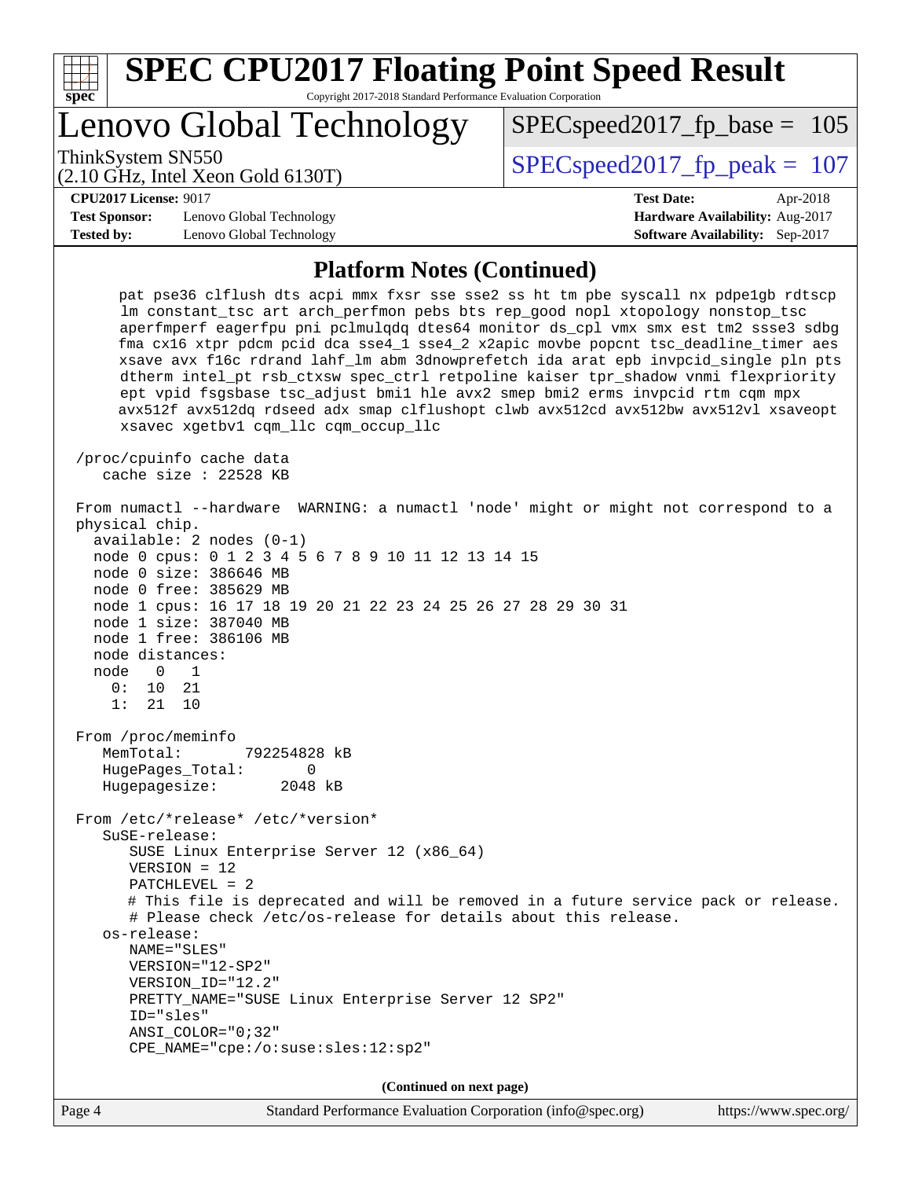## Platform Notes (Continued)

```
pat pse36 clflush dts acpi mmx fxsr sse sse2 ss ht tm pbe syscall nx pdpe1gb rdtscp
lm constant_tsc art arch_perfmon pebs bts rep_good nopl xtopology nonstop_tsc
aperfmperf eagerfpu pni pclmulqdq dtes64 monitor ds_cpl vmx smx est tm2 ssse3 sdbg
fma cx16 xtpr pdcm pcid dca sse4_1 sse4_2 x2apic movbe popcnt tsc_deadline_timer aes
xsave avx f16c rdrand lahf_lm abm 3dnowprefetch ida arat epb invpcid_single pln pts
dtherm intel_pt rsb_ctxsw spec_ctrl retpoline kaiser tpr_shadow vnmi flexpriority
ept vpid fsgsbase tsc_adjust bmi1 hle avx2 smep bmi2 erms invpcid rtm cqm mpx
avx512f avx512dq rdseed adx smap clflushopt clwb avx512cd avx512bw avx512vl xsaveopt
xsavec xgetbv1 cqm_llc cqm_occup_llc

/proc/cpuinfo cache data
   cache size : 22528 KB

From numactl --hardware  WARNING: a numactl 'node' might or might not correspond to a
physical chip.
  available: 2 nodes (0-1)
  node 0 cpus: 0 1 2 3 4 5 6 7 8 9 10 11 12 13 14 15
  node 0 size: 386646 MB
  node 0 free: 385629 MB
  node 1 cpus: 16 17 18 19 20 21 22 23 24 25 26 27 28 29 30 31
  node 1 size: 387040 MB
  node 1 free: 386106 MB
  node distances:
  node   0   1
    0:  10  21
    1:  21  10

From /proc/meminfo
   MemTotal:       792254828 kB
   HugePages_Total:       0
   Hugepagesize:       2048 kB

From /etc/*release* /etc/*version*
   SuSE-release:
      SUSE Linux Enterprise Server 12 (x86_64)
      VERSION = 12
      PATCHLEVEL = 2
      # This file is deprecated and will be removed in a future service pack or release.
      # Please check /etc/os-release for details about this release.
   os-release:
      NAME="SLES"
      VERSION="12-SP2"
      VERSION_ID="12.2"
      PRETTY_NAME="SUSE Linux Enterprise Server 12 SP2"
      ID="sles"
      ANSI_COLOR="0;32"
      CPE_NAME="cpe:/o:suse:sles:12:sp2"
```

**(Continued on next page)**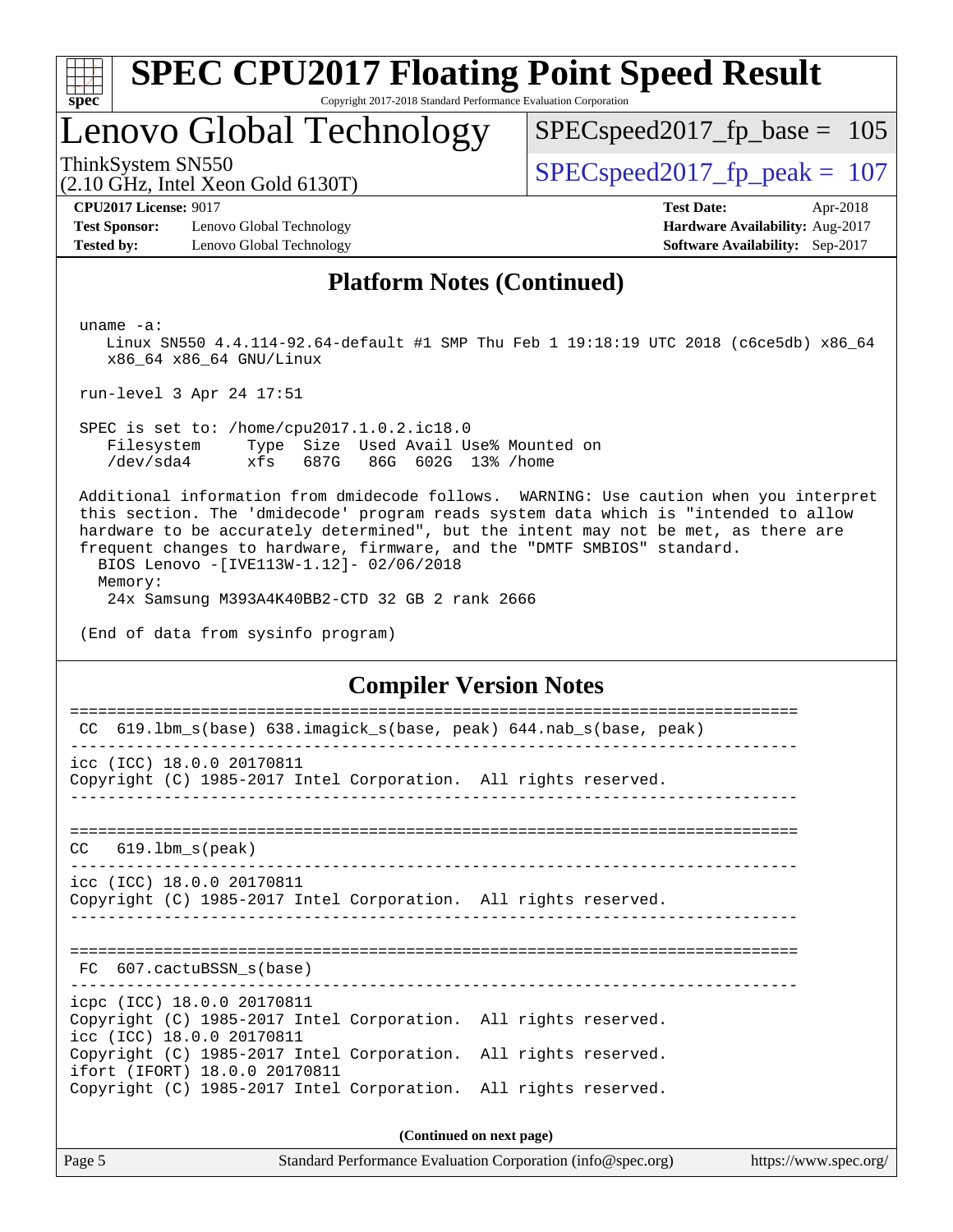# SPEC CPU2017 Floating Point Speed Result

Copyright 2017-2018 Standard Performance Evaluation Corporation

## Lenovo Global Technology

ThinkSystem SN550
(2.10 GHz, Intel Xeon Gold 6130T)

SPECspeed2017_fp_base = 105

SPECspeed2017_fp_peak = 107

**CPU2017 License:** 9017
**Test Sponsor:** Lenovo Global Technology
**Tested by:** Lenovo Global Technology

**Test Date:** Apr-2018
**Hardware Availability:** Aug-2017
**Software Availability:** Sep-2017

### Platform Notes (Continued)

```
uname -a:
   Linux SN550 4.4.114-92.64-default #1 SMP Thu Feb 1 19:18:19 UTC 2018 (c6ce5db) x86_64
   x86_64 x86_64 GNU/Linux

run-level 3 Apr 24 17:51

SPEC is set to: /home/cpu2017.1.0.2.ic18.0
   Filesystem     Type  Size  Used Avail Use% Mounted on
   /dev/sda4      xfs   687G   86G  602G  13% /home

Additional information from dmidecode follows.  WARNING: Use caution when you interpret
this section. The 'dmidecode' program reads system data which is "intended to allow
hardware to be accurately determined", but the intent may not be met, as there are
frequent changes to hardware, firmware, and the "DMTF SMBIOS" standard.
  BIOS Lenovo -[IVE113W-1.12]- 02/06/2018
  Memory:
    24x Samsung M393A4K40BB2-CTD 32 GB 2 rank 2666

(End of data from sysinfo program)
```

### Compiler Version Notes

```
==============================================================================
 CC  619.lbm_s(base) 638.imagick_s(base, peak) 644.nab_s(base, peak)
------------------------------------------------------------------------------
icc (ICC) 18.0.0 20170811
Copyright (C) 1985-2017 Intel Corporation.  All rights reserved.
------------------------------------------------------------------------------

==============================================================================
CC   619.lbm_s(peak)
------------------------------------------------------------------------------
icc (ICC) 18.0.0 20170811
Copyright (C) 1985-2017 Intel Corporation.  All rights reserved.
------------------------------------------------------------------------------

==============================================================================
 FC  607.cactuBSSN_s(base)
------------------------------------------------------------------------------
icpc (ICC) 18.0.0 20170811
Copyright (C) 1985-2017 Intel Corporation.  All rights reserved.
icc (ICC) 18.0.0 20170811
Copyright (C) 1985-2017 Intel Corporation.  All rights reserved.
ifort (IFORT) 18.0.0 20170811
Copyright (C) 1985-2017 Intel Corporation.  All rights reserved.
```

(Continued on next page)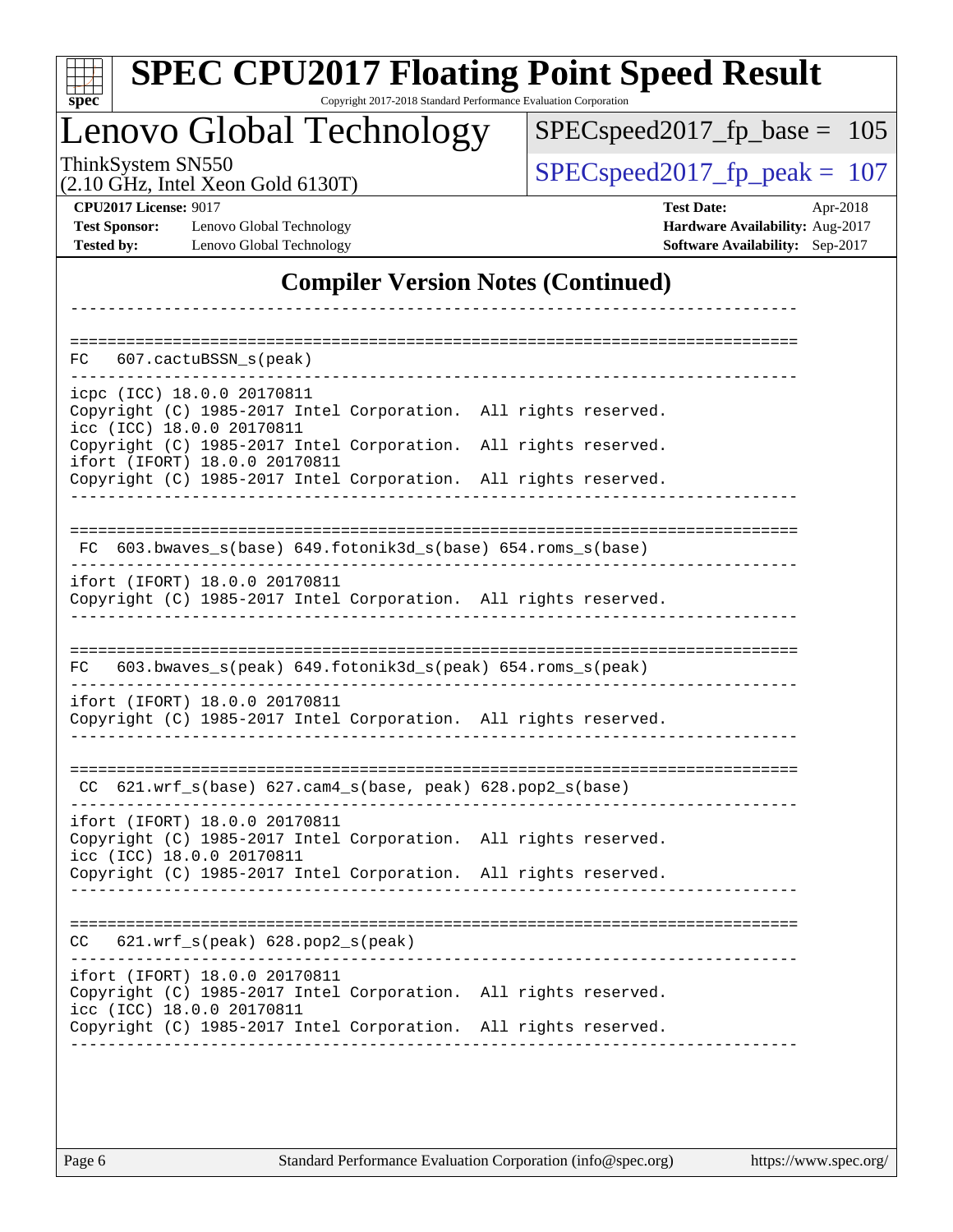## Compiler Version Notes (Continued)

```
------------------------------------------------------------------------------

==============================================================================
FC  607.cactuBSSN_s(peak)
------------------------------------------------------------------------------
icpc (ICC) 18.0.0 20170811
Copyright (C) 1985-2017 Intel Corporation.  All rights reserved.
icc (ICC) 18.0.0 20170811
Copyright (C) 1985-2017 Intel Corporation.  All rights reserved.
ifort (IFORT) 18.0.0 20170811
Copyright (C) 1985-2017 Intel Corporation.  All rights reserved.
------------------------------------------------------------------------------

==============================================================================
 FC  603.bwaves_s(base) 649.fotonik3d_s(base) 654.roms_s(base)
------------------------------------------------------------------------------
ifort (IFORT) 18.0.0 20170811
Copyright (C) 1985-2017 Intel Corporation.  All rights reserved.
------------------------------------------------------------------------------

==============================================================================
FC  603.bwaves_s(peak) 649.fotonik3d_s(peak) 654.roms_s(peak)
------------------------------------------------------------------------------
ifort (IFORT) 18.0.0 20170811
Copyright (C) 1985-2017 Intel Corporation.  All rights reserved.
------------------------------------------------------------------------------

==============================================================================
 CC  621.wrf_s(base) 627.cam4_s(base, peak) 628.pop2_s(base)
------------------------------------------------------------------------------
ifort (IFORT) 18.0.0 20170811
Copyright (C) 1985-2017 Intel Corporation.  All rights reserved.
icc (ICC) 18.0.0 20170811
Copyright (C) 1985-2017 Intel Corporation.  All rights reserved.
------------------------------------------------------------------------------

==============================================================================
CC  621.wrf_s(peak) 628.pop2_s(peak)
------------------------------------------------------------------------------
ifort (IFORT) 18.0.0 20170811
Copyright (C) 1985-2017 Intel Corporation.  All rights reserved.
icc (ICC) 18.0.0 20170811
Copyright (C) 1985-2017 Intel Corporation.  All rights reserved.
------------------------------------------------------------------------------
```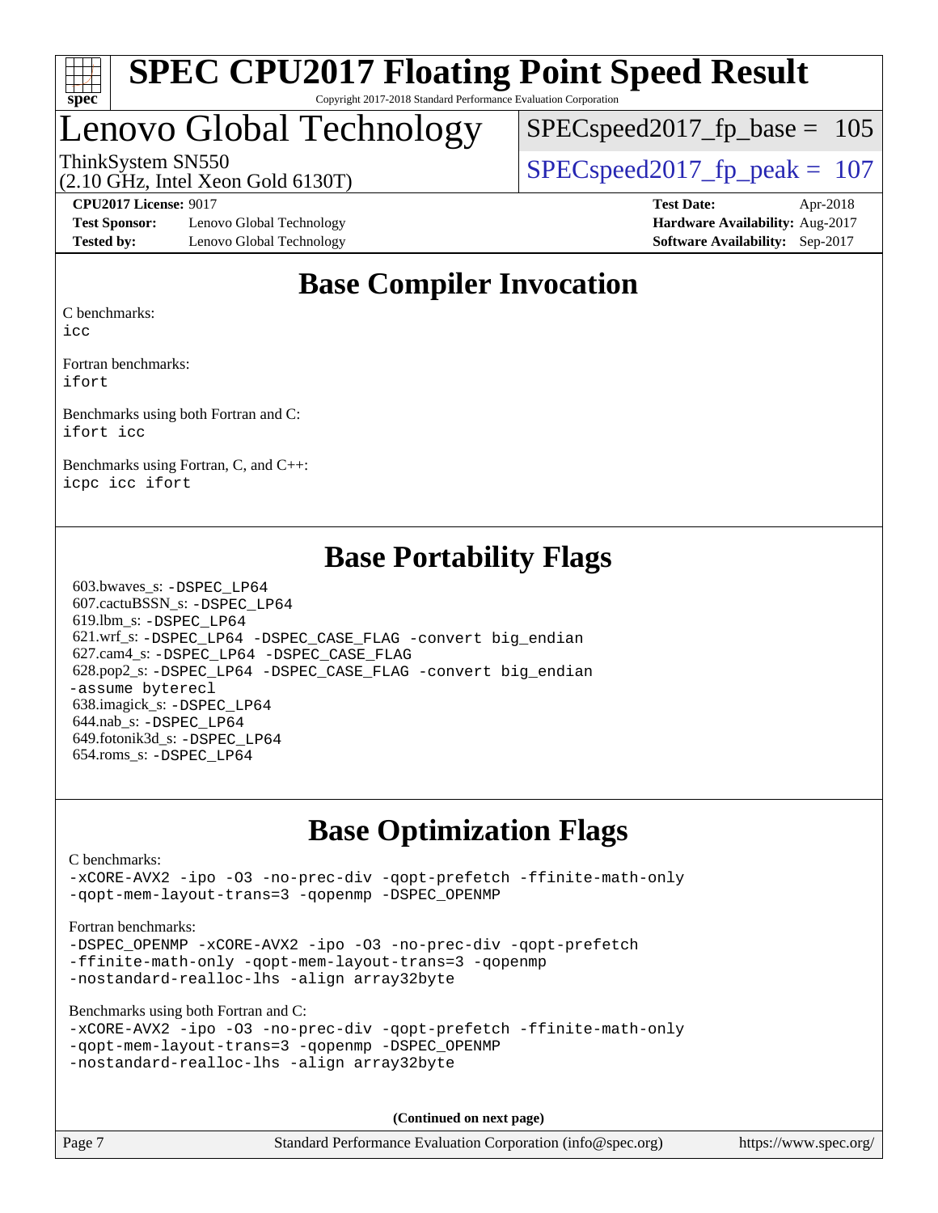# SPEC CPU2017 Floating Point Speed Result

Copyright 2017-2018 Standard Performance Evaluation Corporation

## Lenovo Global Technology

ThinkSystem SN550
(2.10 GHz, Intel Xeon Gold 6130T)

SPECspeed2017_fp_base = 105

SPECspeed2017_fp_peak = 107

**CPU2017 License:** 9017
**Test Sponsor:** Lenovo Global Technology
**Tested by:** Lenovo Global Technology

**Test Date:** Apr-2018
**Hardware Availability:** Aug-2017
**Software Availability:** Sep-2017

## Base Compiler Invocation

C benchmarks:
icc

Fortran benchmarks:
ifort

Benchmarks using both Fortran and C:
ifort icc

Benchmarks using Fortran, C, and C++:
icpc icc ifort

## Base Portability Flags

603.bwaves_s: -DSPEC_LP64
607.cactuBSSN_s: -DSPEC_LP64
619.lbm_s: -DSPEC_LP64
621.wrf_s: -DSPEC_LP64 -DSPEC_CASE_FLAG -convert big_endian
627.cam4_s: -DSPEC_LP64 -DSPEC_CASE_FLAG
628.pop2_s: -DSPEC_LP64 -DSPEC_CASE_FLAG -convert big_endian -assume byterecl
638.imagick_s: -DSPEC_LP64
644.nab_s: -DSPEC_LP64
649.fotonik3d_s: -DSPEC_LP64
654.roms_s: -DSPEC_LP64

## Base Optimization Flags

C benchmarks:
-xCORE-AVX2 -ipo -O3 -no-prec-div -qopt-prefetch -ffinite-math-only -qopt-mem-layout-trans=3 -qopenmp -DSPEC_OPENMP

Fortran benchmarks:
-DSPEC_OPENMP -xCORE-AVX2 -ipo -O3 -no-prec-div -qopt-prefetch -ffinite-math-only -qopt-mem-layout-trans=3 -qopenmp -nostandard-realloc-lhs -align array32byte

Benchmarks using both Fortran and C:
-xCORE-AVX2 -ipo -O3 -no-prec-div -qopt-prefetch -ffinite-math-only -qopt-mem-layout-trans=3 -qopenmp -DSPEC_OPENMP -nostandard-realloc-lhs -align array32byte

**(Continued on next page)**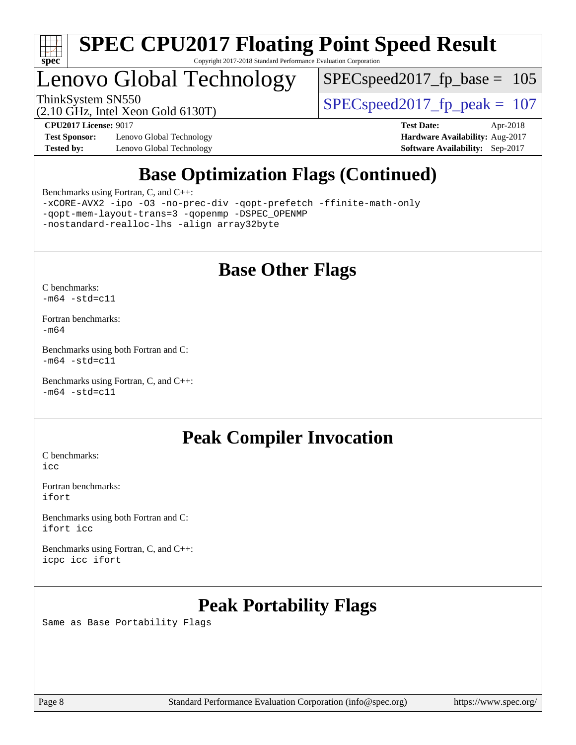# SPEC CPU2017 Floating Point Speed Result

Copyright 2017-2018 Standard Performance Evaluation Corporation

## Lenovo Global Technology

ThinkSystem SN550
(2.10 GHz, Intel Xeon Gold 6130T)

SPECspeed2017_fp_base = 105

SPECspeed2017_fp_peak = 107

**CPU2017 License:** 9017
**Test Sponsor:** Lenovo Global Technology
**Tested by:** Lenovo Global Technology

**Test Date:** Apr-2018
**Hardware Availability:** Aug-2017
**Software Availability:** Sep-2017

## Base Optimization Flags (Continued)

Benchmarks using Fortran, C, and C++:

```
-xCORE-AVX2 -ipo -O3 -no-prec-div -qopt-prefetch -ffinite-math-only
-qopt-mem-layout-trans=3 -qopenmp -DSPEC_OPENMP
-nostandard-realloc-lhs -align array32byte
```

## Base Other Flags

C benchmarks:
```
-m64 -std=c11
```

Fortran benchmarks:
```
-m64
```

Benchmarks using both Fortran and C:
```
-m64 -std=c11
```

Benchmarks using Fortran, C, and C++:
```
-m64 -std=c11
```

## Peak Compiler Invocation

C benchmarks:
```
icc
```

Fortran benchmarks:
```
ifort
```

Benchmarks using both Fortran and C:
```
ifort icc
```

Benchmarks using Fortran, C, and C++:
```
icpc icc ifort
```

## Peak Portability Flags

Same as Base Portability Flags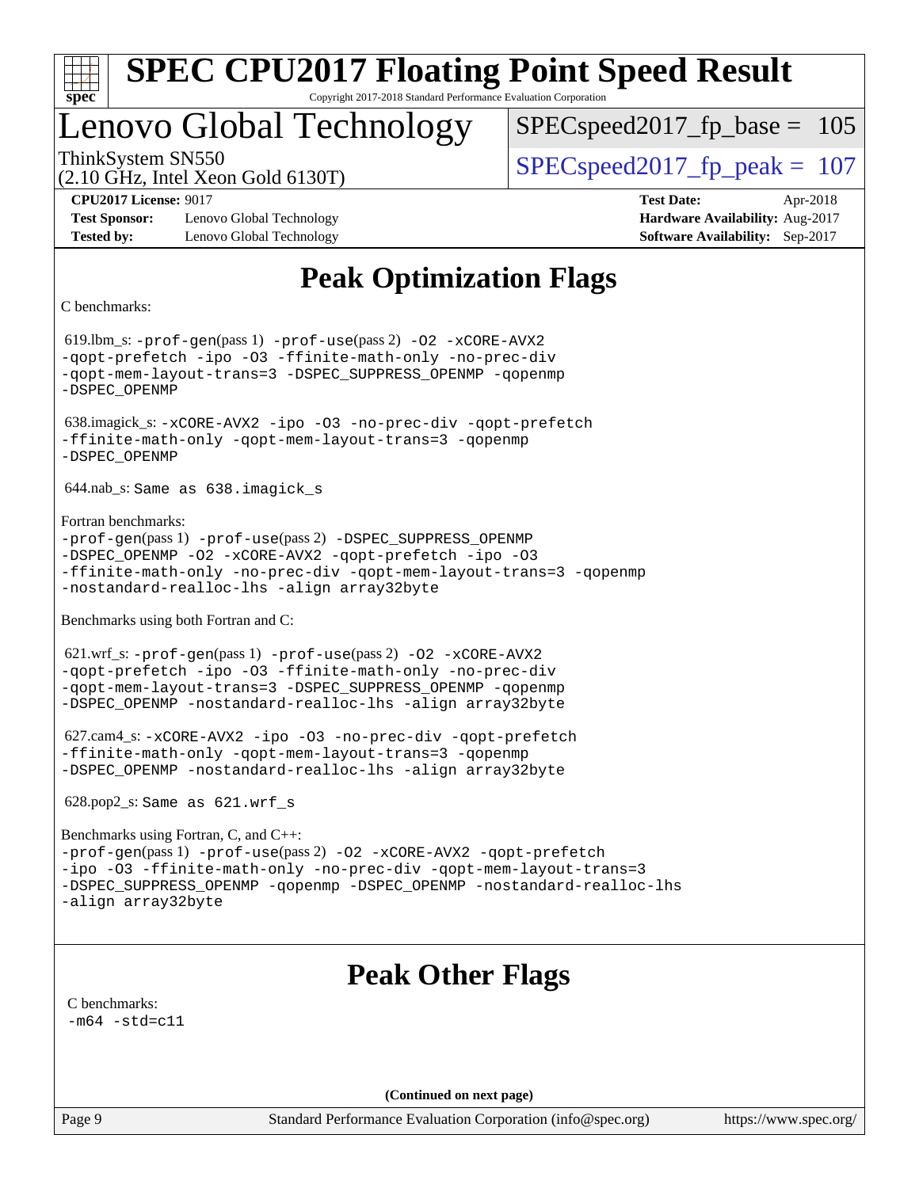# SPEC CPU2017 Floating Point Speed Result

Copyright 2017-2018 Standard Performance Evaluation Corporation

## Lenovo Global Technology

ThinkSystem SN550
(2.10 GHz, Intel Xeon Gold 6130T)

SPECspeed2017_fp_base = 105

SPECspeed2017_fp_peak = 107

**CPU2017 License:** 9017
**Test Sponsor:** Lenovo Global Technology
**Tested by:** Lenovo Global Technology

**Test Date:** Apr-2018
**Hardware Availability:** Aug-2017
**Software Availability:** Sep-2017

## Peak Optimization Flags

C benchmarks:

619.lbm_s: -prof-gen(pass 1) -prof-use(pass 2) -O2 -xCORE-AVX2 -qopt-prefetch -ipo -O3 -ffinite-math-only -no-prec-div -qopt-mem-layout-trans=3 -DSPEC_SUPPRESS_OPENMP -qopenmp -DSPEC_OPENMP

638.imagick_s: -xCORE-AVX2 -ipo -O3 -no-prec-div -qopt-prefetch -ffinite-math-only -qopt-mem-layout-trans=3 -qopenmp -DSPEC_OPENMP

644.nab_s: Same as 638.imagick_s

Fortran benchmarks:

-prof-gen(pass 1) -prof-use(pass 2) -DSPEC_SUPPRESS_OPENMP -DSPEC_OPENMP -O2 -xCORE-AVX2 -qopt-prefetch -ipo -O3 -ffinite-math-only -no-prec-div -qopt-mem-layout-trans=3 -qopenmp -nostandard-realloc-lhs -align array32byte

Benchmarks using both Fortran and C:

621.wrf_s: -prof-gen(pass 1) -prof-use(pass 2) -O2 -xCORE-AVX2 -qopt-prefetch -ipo -O3 -ffinite-math-only -no-prec-div -qopt-mem-layout-trans=3 -DSPEC_SUPPRESS_OPENMP -qopenmp -DSPEC_OPENMP -nostandard-realloc-lhs -align array32byte

627.cam4_s: -xCORE-AVX2 -ipo -O3 -no-prec-div -qopt-prefetch -ffinite-math-only -qopt-mem-layout-trans=3 -qopenmp -DSPEC_OPENMP -nostandard-realloc-lhs -align array32byte

628.pop2_s: Same as 621.wrf_s

Benchmarks using Fortran, C, and C++:

-prof-gen(pass 1) -prof-use(pass 2) -O2 -xCORE-AVX2 -qopt-prefetch -ipo -O3 -ffinite-math-only -no-prec-div -qopt-mem-layout-trans=3 -DSPEC_SUPPRESS_OPENMP -qopenmp -DSPEC_OPENMP -nostandard-realloc-lhs -align array32byte

## Peak Other Flags

C benchmarks:

-m64 -std=c11

**(Continued on next page)**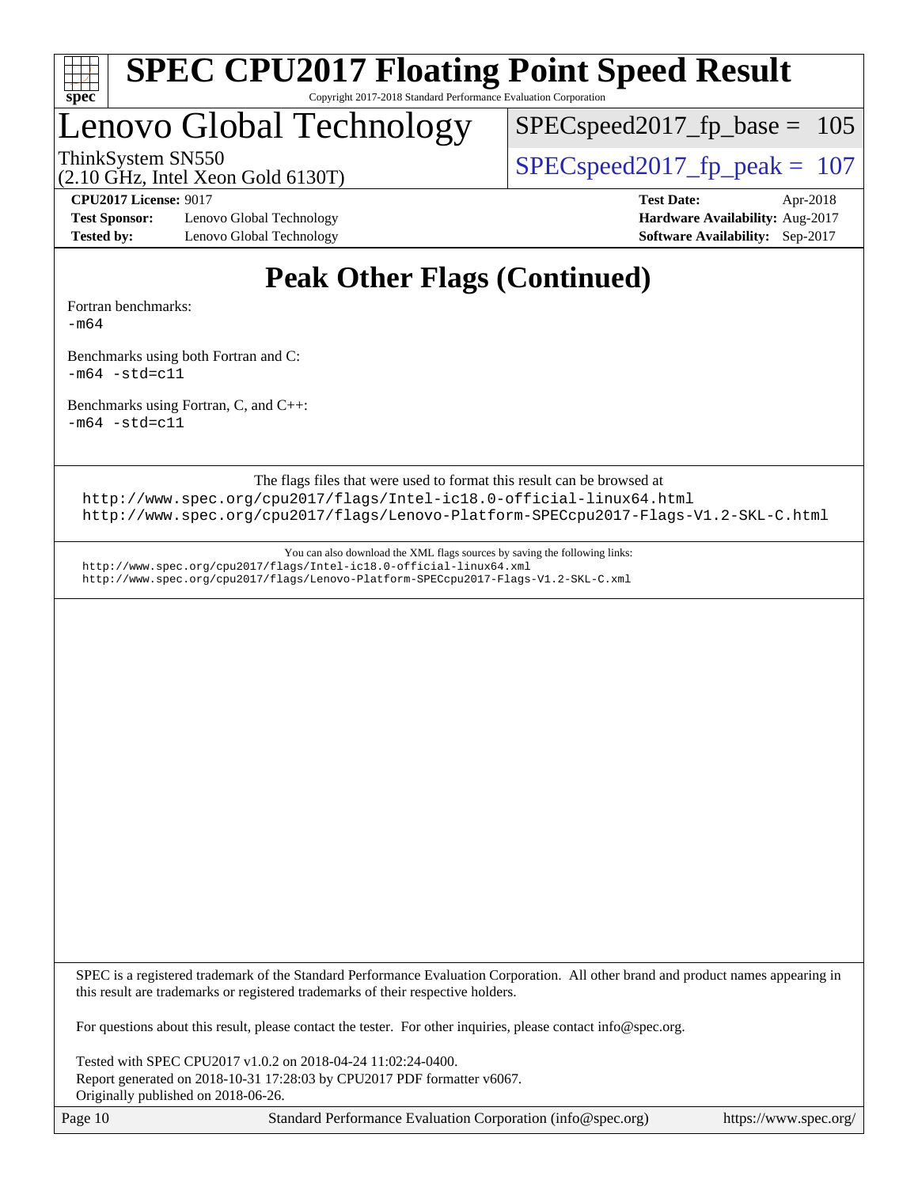## Peak Other Flags (Continued)

Fortran benchmarks:
-m64

Benchmarks using both Fortran and C:
-m64 -std=c11

Benchmarks using Fortran, C, and C++:
-m64 -std=c11

The flags files that were used to format this result can be browsed at
http://www.spec.org/cpu2017/flags/Intel-ic18.0-official-linux64.html
http://www.spec.org/cpu2017/flags/Lenovo-Platform-SPECcpu2017-Flags-V1.2-SKL-C.html

You can also download the XML flags sources by saving the following links:
http://www.spec.org/cpu2017/flags/Intel-ic18.0-official-linux64.xml
http://www.spec.org/cpu2017/flags/Lenovo-Platform-SPECcpu2017-Flags-V1.2-SKL-C.xml

SPEC is a registered trademark of the Standard Performance Evaluation Corporation. All other brand and product names appearing in this result are trademarks or registered trademarks of their respective holders.

For questions about this result, please contact the tester. For other inquiries, please contact info@spec.org.

Tested with SPEC CPU2017 v1.0.2 on 2018-04-24 11:02:24-0400.
Report generated on 2018-10-31 17:28:03 by CPU2017 PDF formatter v6067.
Originally published on 2018-06-26.